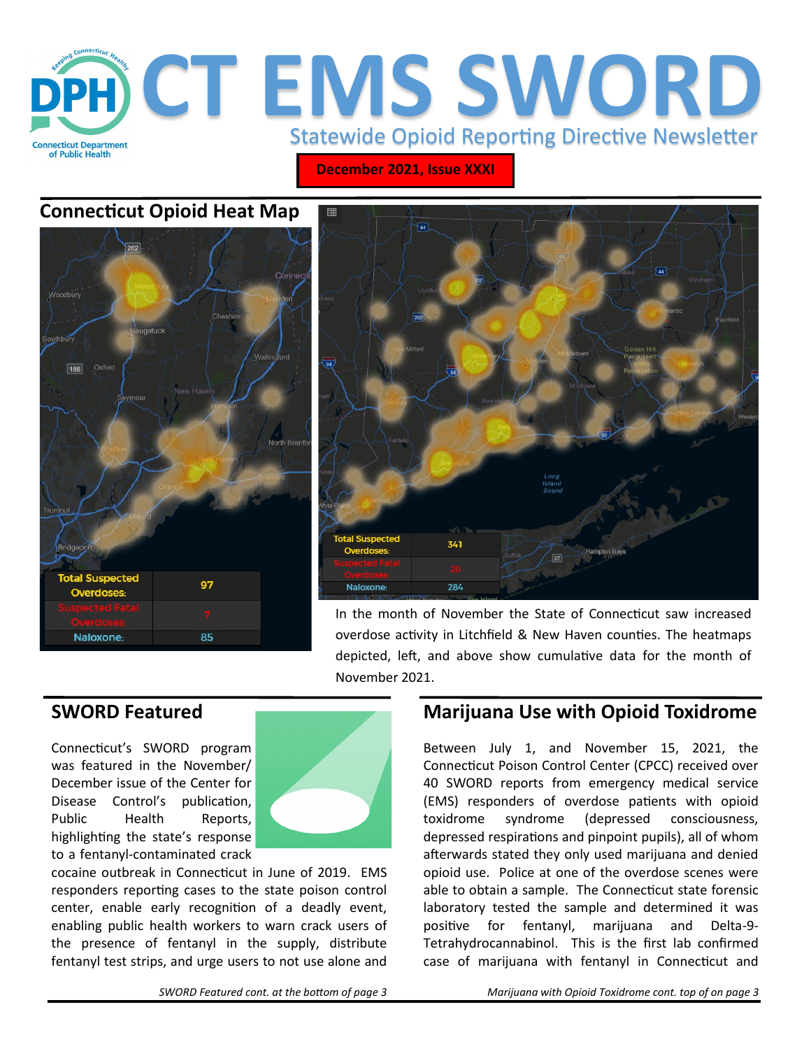# CT EMS SWORD

Statewide Opioid Reporting Directive Newsletter

**December 2021, Issue XXXI**

## Connecticut Opioid Heat Map

| Total Suspected Overdoses: | 97 |
| --- | --- |
| Suspected Fatal Overdoses: | 7 |
| Naloxone: | 85 |

| Total Suspected Overdoses: | 341 |
| --- | --- |
| Suspected Fatal Overdoses: | 20 |
| Naloxone: | 284 |

In the month of November the State of Connecticut saw increased overdose activity in Litchfield & New Haven counties. The heatmaps depicted, left, and above show cumulative data for the month of November 2021.

## SWORD Featured

Connecticut's SWORD program was featured in the November/ December issue of the Center for Disease Control's publication, Public Health Reports, highlighting the state's response to a fentanyl-contaminated crack cocaine outbreak in Connecticut in June of 2019. EMS responders reporting cases to the state poison control center, enable early recognition of a deadly event, enabling public health workers to warn crack users of the presence of fentanyl in the supply, distribute fentanyl test strips, and urge users to not use alone and

*SWORD Featured cont. at the bottom of page 3*

## Marijuana Use with Opioid Toxidrome

Between July 1, and November 15, 2021, the Connecticut Poison Control Center (CPCC) received over 40 SWORD reports from emergency medical service (EMS) responders of overdose patients with opioid toxidrome syndrome (depressed consciousness, depressed respirations and pinpoint pupils), all of whom afterwards stated they only used marijuana and denied opioid use. Police at one of the overdose scenes were able to obtain a sample. The Connecticut state forensic laboratory tested the sample and determined it was positive for fentanyl, marijuana and Delta-9-Tetrahydrocannabinol. This is the first lab confirmed case of marijuana with fentanyl in Connecticut and

*Marijuana with Opioid Toxidrome cont. top of on page 3*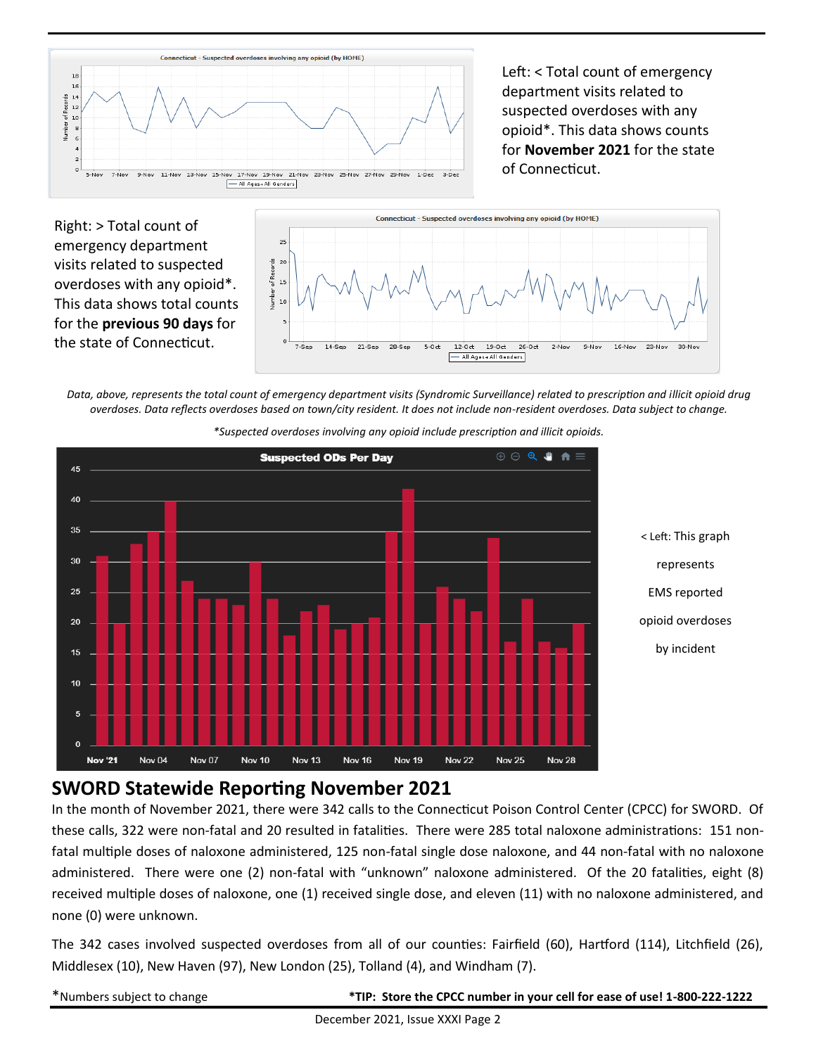Left: < Total count of emergency department visits related to suspected overdoses with any opioid*. This data shows counts for **November 2021** for the state of Connecticut.

Right: > Total count of emergency department visits related to suspected overdoses with any opioid*. This data shows total counts for the **previous 90 days** for the state of Connecticut.

*Data, above, represents the total count of emergency department visits (Syndromic Surveillance) related to prescription and illicit opioid drug overdoses. Data reflects overdoses based on town/city resident. It does not include non-resident overdoses. Data subject to change.*

*\*Suspected overdoses involving any opioid include prescription and illicit opioids.*

< Left: This graph represents EMS reported opioid overdoses by incident

## SWORD Statewide Reporting November 2021

In the month of November 2021, there were 342 calls to the Connecticut Poison Control Center (CPCC) for SWORD. Of these calls, 322 were non-fatal and 20 resulted in fatalities. There were 285 total naloxone administrations: 151 non-fatal multiple doses of naloxone administered, 125 non-fatal single dose naloxone, and 44 non-fatal with no naloxone administered. There were one (2) non-fatal with "unknown" naloxone administered. Of the 20 fatalities, eight (8) received multiple doses of naloxone, one (1) received single dose, and eleven (11) with no naloxone administered, and none (0) were unknown.

The 342 cases involved suspected overdoses from all of our counties: Fairfield (60), Hartford (114), Litchfield (26), Middlesex (10), New Haven (97), New London (25), Tolland (4), and Windham (7).

*Numbers subject to change

**\*TIP: Store the CPCC number in your cell for ease of use! 1-800-222-1222**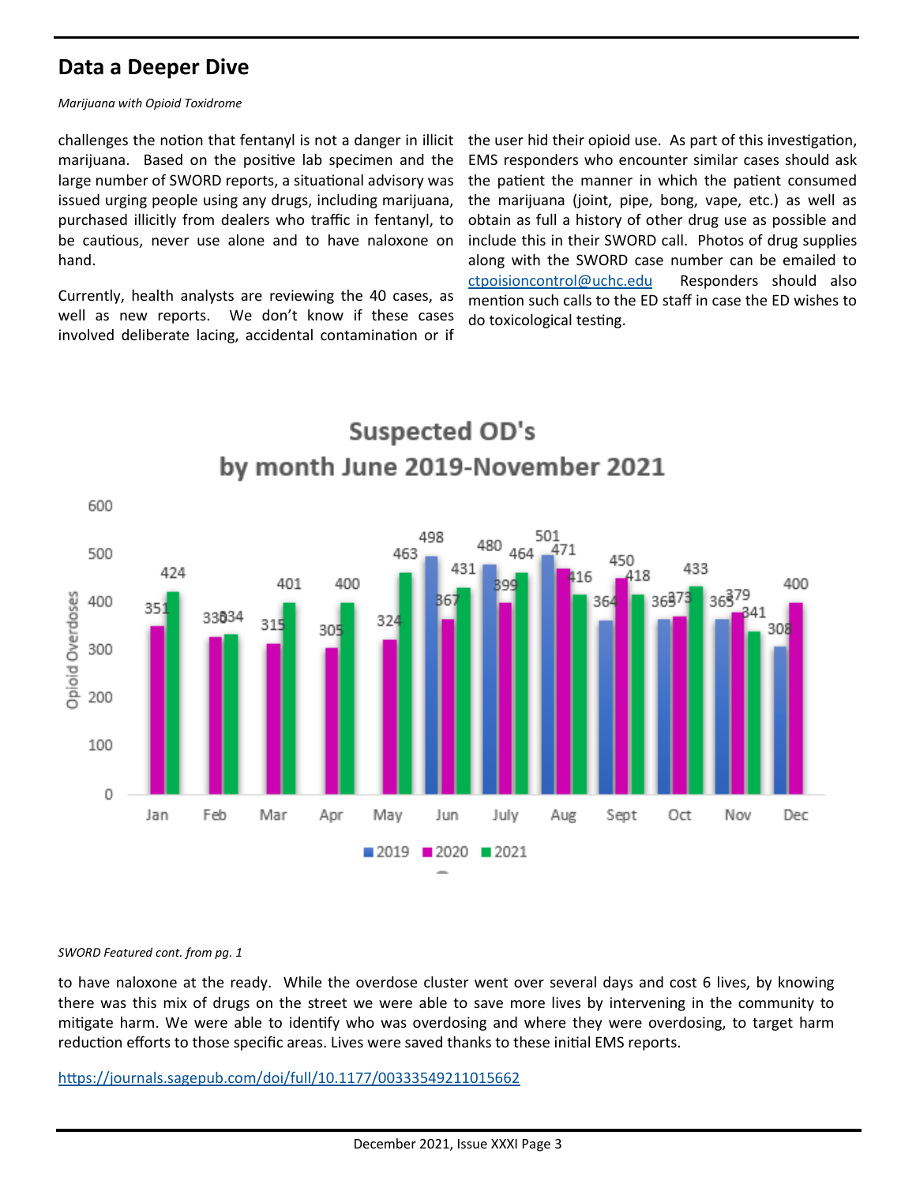## Data a Deeper Dive

*Marijuana with Opioid Toxidrome*

challenges the notion that fentanyl is not a danger in illicit marijuana. Based on the positive lab specimen and the large number of SWORD reports, a situational advisory was issued urging people using any drugs, including marijuana, purchased illicitly from dealers who traffic in fentanyl, to be cautious, never use alone and to have naloxone on hand.

Currently, health analysts are reviewing the 40 cases, as well as new reports. We don't know if these cases involved deliberate lacing, accidental contamination or if the user hid their opioid use. As part of this investigation, EMS responders who encounter similar cases should ask the patient the manner in which the patient consumed the marijuana (joint, pipe, bong, vape, etc.) as well as obtain as full a history of other drug use as possible and include this in their SWORD call. Photos of drug supplies along with the SWORD case number can be emailed to ctpoisioncontrol@uchc.edu Responders should also mention such calls to the ED staff in case the ED wishes to do toxicological testing.

**Suspected OD's by month June 2019-November 2021**

| Month | 2019 | 2020 | 2021 |
| --- | --- | --- | --- |
| Jan | | 351 | 424 |
| Feb | | 330 | 334 |
| Mar | | 315 | 401 |
| Apr | | 305 | 400 |
| May | | 324 | 463 |
| Jun | 498 | 367 | 431 |
| July | 480 | 399 | 464 |
| Aug | 501 | 471 | 416 |
| Sept | 364 | 450 | 418 |
| Oct | 365 | 373 | 433 |
| Nov | 365 | 379 | 341 |
| Dec | 308 | 400 | |

*SWORD Featured cont. from pg. 1*

to have naloxone at the ready. While the overdose cluster went over several days and cost 6 lives, by knowing there was this mix of drugs on the street we were able to save more lives by intervening in the community to mitigate harm. We were able to identify who was overdosing and where they were overdosing, to target harm reduction efforts to those specific areas. Lives were saved thanks to these initial EMS reports.

https://journals.sagepub.com/doi/full/10.1177/00333549211015662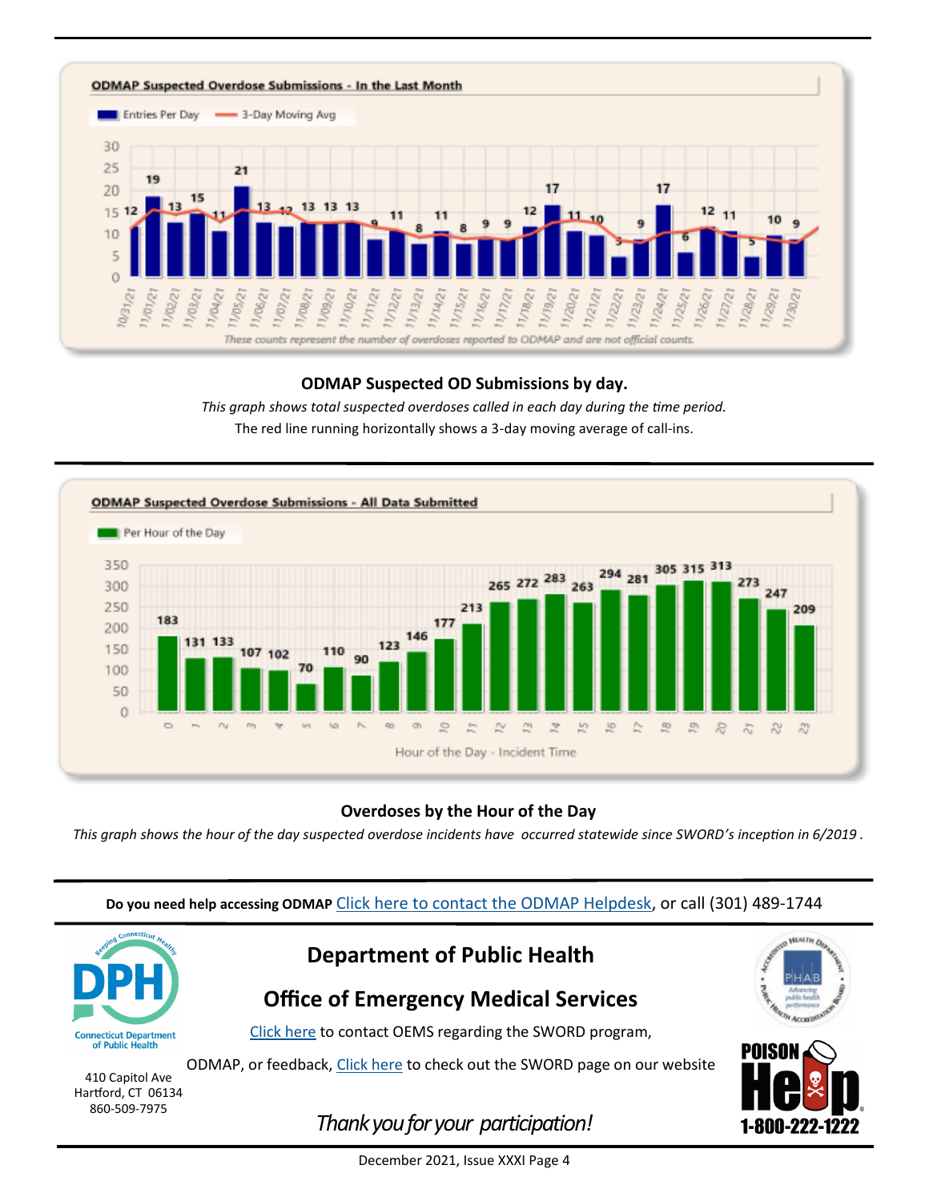ODMAP Suspected Overdose Submissions - In the Last Month

Entries Per Day   3-Day Moving Avg

30
25
20
15
10
5
0

12 19 13 15 11 21 13 12 13 13 13 9 11 8 11 8 9 9 12 17 11 10 5 9 17 6 12 11 5 10 9

10/31/21 11/01/21 11/02/21 11/03/21 11/04/21 11/05/21 11/06/21 11/07/21 11/08/21 11/09/21 11/10/21 11/11/21 11/12/21 11/13/21 11/14/21 11/15/21 11/16/21 11/17/21 11/18/21 11/19/21 11/20/21 11/21/21 11/22/21 11/23/21 11/24/21 11/25/21 11/26/21 11/27/21 11/28/21 11/29/21 11/30/21

*These counts represent the number of overdoses reported to ODMAP and are not official counts.*

**ODMAP Suspected OD Submissions by day.**

*This graph shows total suspected overdoses called in each day during the time period.*

The red line running horizontally shows a 3-day moving average of call-ins.

---

ODMAP Suspected Overdose Submissions - All Data Submitted

Per Hour of the Day

350
300
250
200
150
100
50
0

183 131 133 107 102 70 110 90 123 146 177 213 265 272 283 263 294 281 305 315 313 273 247 209

0 1 2 3 4 5 6 7 8 9 10 11 12 13 14 15 16 17 18 19 20 21 22 23

Hour of the Day - Incident Time

**Overdoses by the Hour of the Day**

*This graph shows the hour of the day suspected overdose incidents have occurred statewide since SWORD's inception in 6/2019 .*

---

**Do you need help accessing ODMAP** Click here to contact the ODMAP Helpdesk, or call (301) 489-1744

Keeping Connecticut Healthy
DPH
Connecticut Department of Public Health

410 Capitol Ave
Hartford, CT 06134
860-509-7975

## Department of Public Health

## Office of Emergency Medical Services

Click here to contact OEMS regarding the SWORD program,

ODMAP, or feedback, Click here to check out the SWORD page on our website

*Thank you for your participation!*

Accredited Health Department · PHAB · Advancing public health performance · Public Health Accreditation Board

POISON Help
1-800-222-1222

December 2021, Issue XXXI